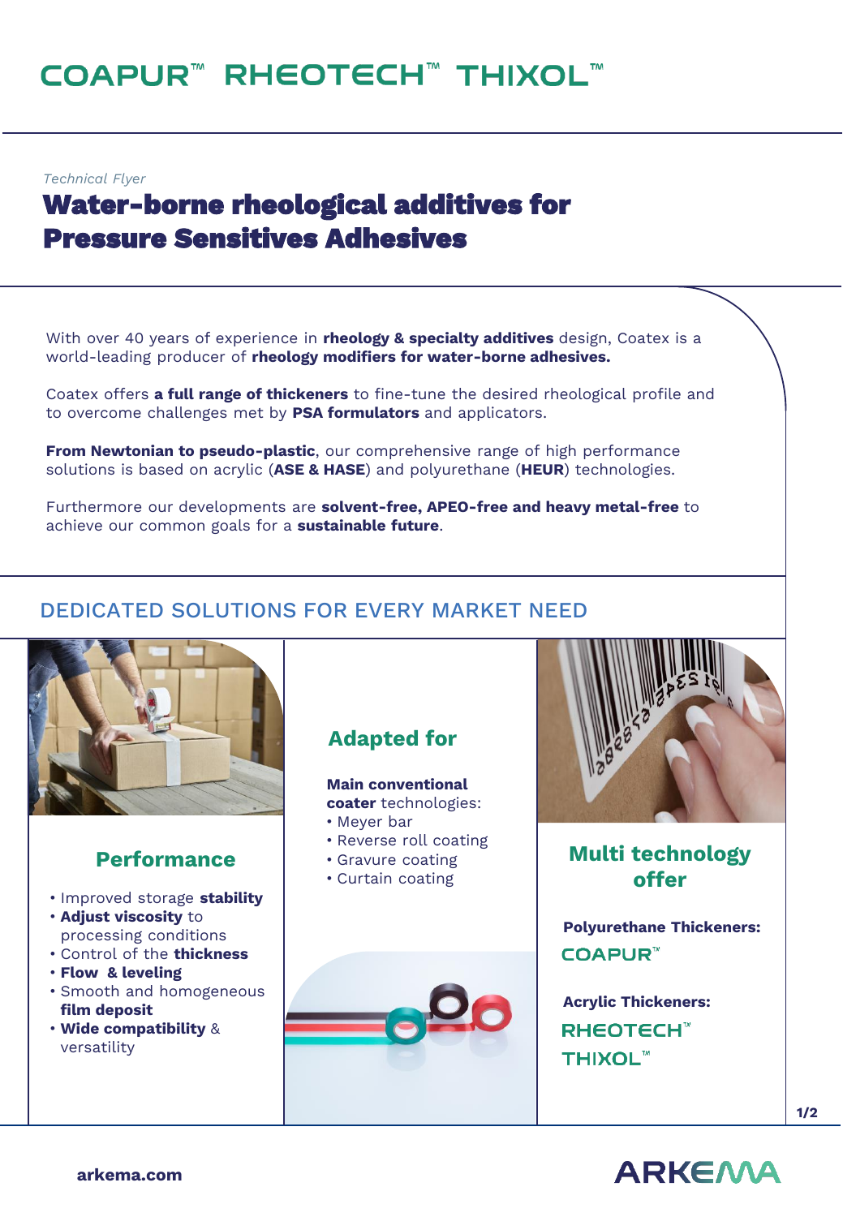COAPUR™ RHEOTECH™ THIXOL™

*Technical Flyer*

# Water-borne rheological additives for Pressure Sensitives Adhesives

With over 40 years of experience in **rheology & specialty additives** design, Coatex is a world-leading producer of **rheology modifiers for water-borne adhesives.**

Coatex offers **a full range of thickeners** to fine-tune the desired rheological profile and to overcome challenges met by **PSA formulators** and applicators.

**From Newtonian to pseudo-plastic**, our comprehensive range of high performance solutions is based on acrylic (**ASE & HASE**) and polyurethane (**HEUR**) technologies.

Furthermore our developments are **solvent-free, APEO-free and heavy metal-free** to achieve our common goals for a **sustainable future**.

## DEDICATED SOLUTIONS FOR EVERY MARKET NEED

### Performance

- Improved storage **stability**
- **Adjust viscosity** to processing conditions
- Control of the **thickness**
- **Flow & leveling**
- Smooth and homogeneous **film deposit**
- **Wide compatibility** & versatility

### Adapted for

**Main conventional coater** technologies:

- Meyer bar
- Reverse roll coating
- Gravure coating
- Curtain coating

### Multi technology offer

**Polyurethane Thickeners:**
COAPUR™

**Acrylic Thickeners:**
RHEOTECH™
THIXOL™

arkema.com

ARKEMA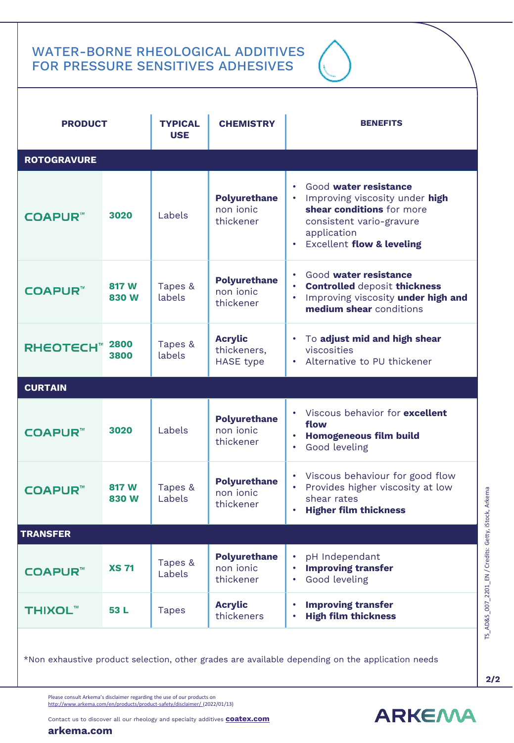# WATER-BORNE RHEOLOGICAL ADDITIVES FOR PRESSURE SENSITIVES ADHESIVES

| PRODUCT | | TYPICAL USE | CHEMISTRY | BENEFITS |
|---|---|---|---|---|
| **ROTOGRAVURE** | | | | |
| COAPUR™ | 3020 | Labels | **Polyurethane** non ionic thickener | • Good **water resistance**<br>• Improving viscosity under **high shear conditions** for more consistent vario-gravure application<br>• Excellent **flow & leveling** |
| COAPUR™ | 817 W<br>830 W | Tapes & labels | **Polyurethane** non ionic thickener | • Good **water resistance**<br>• **Controlled** deposit **thickness**<br>• Improving viscosity **under high and medium shear** conditions |
| RHEOTECH™ | 2800<br>3800 | Tapes & labels | **Acrylic** thickeners, HASE type | • To **adjust mid and high shear** viscosities<br>• Alternative to PU thickener |
| **CURTAIN** | | | | |
| COAPUR™ | 3020 | Labels | **Polyurethane** non ionic thickener | • Viscous behavior for **excellent flow**<br>• **Homogeneous film build**<br>• Good leveling |
| COAPUR™ | 817 W<br>830 W | Tapes & Labels | **Polyurethane** non ionic thickener | • Viscous behaviour for good flow<br>• Provides higher viscosity at low shear rates<br>• **Higher film thickness** |
| **TRANSFER** | | | | |
| COAPUR™ | XS 71 | Tapes & Labels | **Polyurethane** non ionic thickener | • pH Independant<br>• **Improving transfer**<br>• Good leveling |
| THIXOL™ | 53 L | Tapes | **Acrylic** thickeners | • **Improving transfer**<br>• **High film thickness** |

*Non exhaustive product selection, other grades are available depending on the application needs

TS_AD&S_007_2201_EN / Credits: Getty, iStock, Arkema

Please consult Arkema's disclaimer regarding the use of our products on http://www.arkema.com/en/products/product-safety/disclaimer/ (2022/01/13)

Contact us to discover all our rheology and specialty additives **coatex.com**

**arkema.com**

ARKEMA